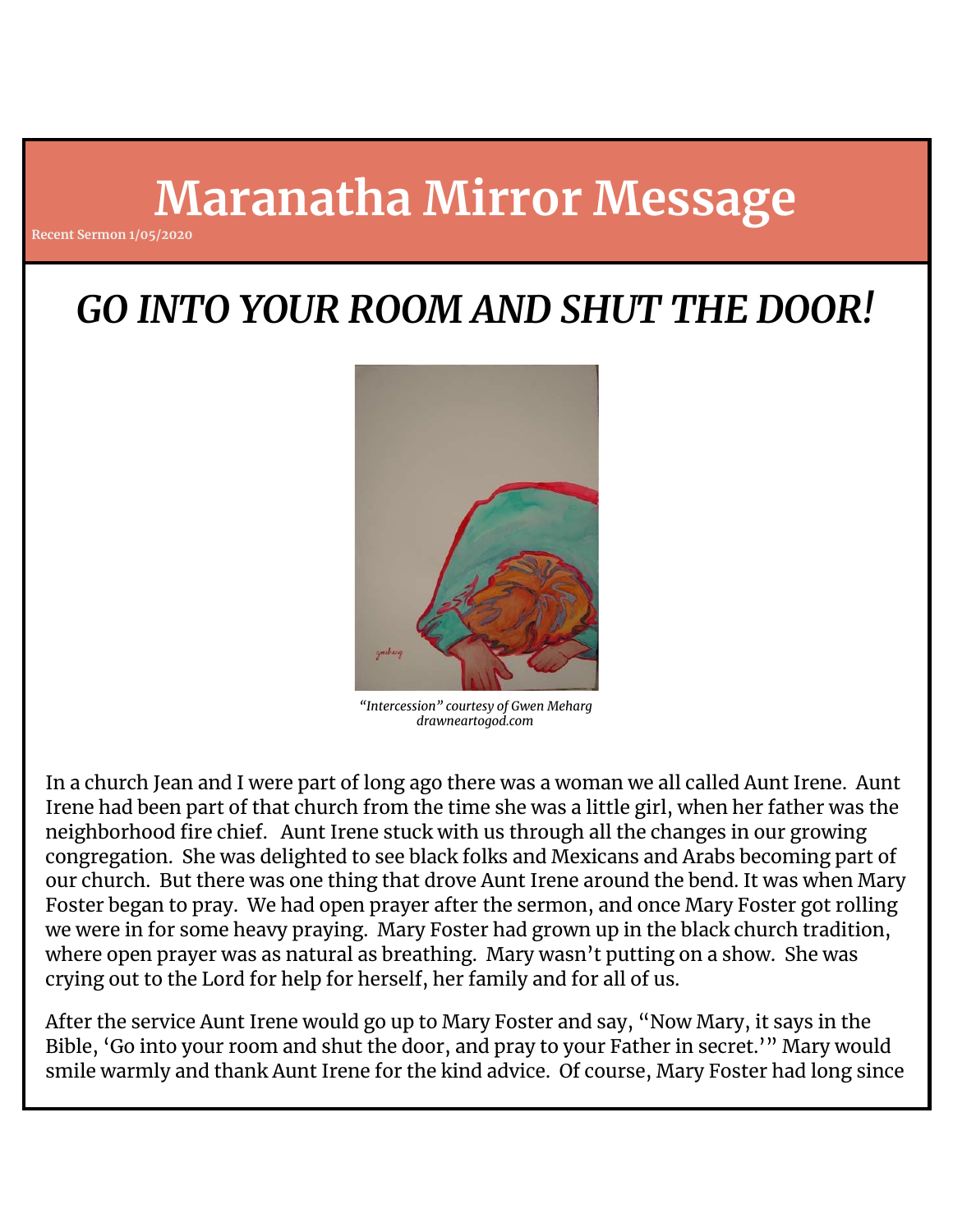# Maranatha Mirror Message

Recent Sermon 1/05/2020

## *GO INTO YOUR ROOM AND SHUT THE DOOR!*

*"Intercession" courtesy of Gwen Meharg*
*drawneartogod.com*

In a church Jean and I were part of long ago there was a woman we all called Aunt Irene. Aunt Irene had been part of that church from the time she was a little girl, when her father was the neighborhood fire chief. Aunt Irene stuck with us through all the changes in our growing congregation. She was delighted to see black folks and Mexicans and Arabs becoming part of our church. But there was one thing that drove Aunt Irene around the bend. It was when Mary Foster began to pray. We had open prayer after the sermon, and once Mary Foster got rolling we were in for some heavy praying. Mary Foster had grown up in the black church tradition, where open prayer was as natural as breathing. Mary wasn't putting on a show. She was crying out to the Lord for help for herself, her family and for all of us.

After the service Aunt Irene would go up to Mary Foster and say, "Now Mary, it says in the Bible, 'Go into your room and shut the door, and pray to your Father in secret.'" Mary would smile warmly and thank Aunt Irene for the kind advice. Of course, Mary Foster had long since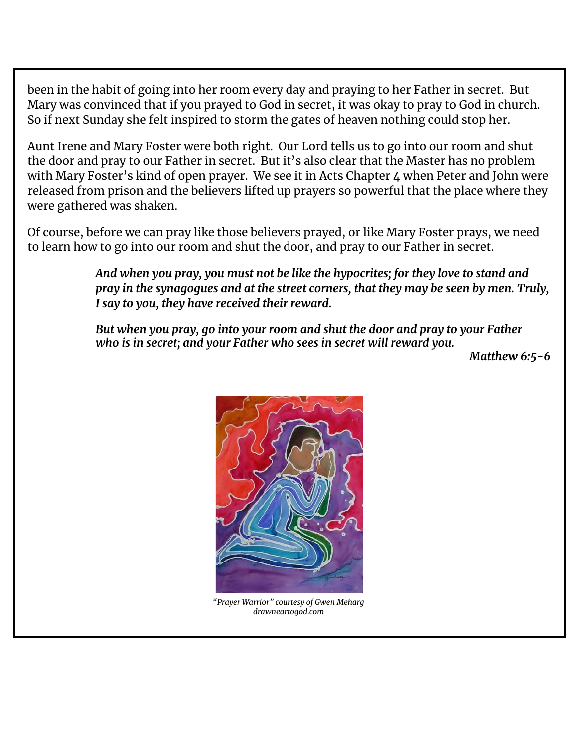been in the habit of going into her room every day and praying to her Father in secret. But Mary was convinced that if you prayed to God in secret, it was okay to pray to God in church. So if next Sunday she felt inspired to storm the gates of heaven nothing could stop her.

Aunt Irene and Mary Foster were both right. Our Lord tells us to go into our room and shut the door and pray to our Father in secret. But it's also clear that the Master has no problem with Mary Foster's kind of open prayer. We see it in Acts Chapter 4 when Peter and John were released from prison and the believers lifted up prayers so powerful that the place where they were gathered was shaken.

Of course, before we can pray like those believers prayed, or like Mary Foster prays, we need to learn how to go into our room and shut the door, and pray to our Father in secret.

> ***And when you pray, you must not be like the hypocrites; for they love to stand and pray in the synagogues and at the street corners, that they may be seen by men. Truly, I say to you, they have received their reward.***
>
> ***But when you pray, go into your room and shut the door and pray to your Father who is in secret; and your Father who sees in secret will reward you.***
>
> ***Matthew 6:5-6***

*"Prayer Warrior" courtesy of Gwen Meharg*
*drawneartogod.com*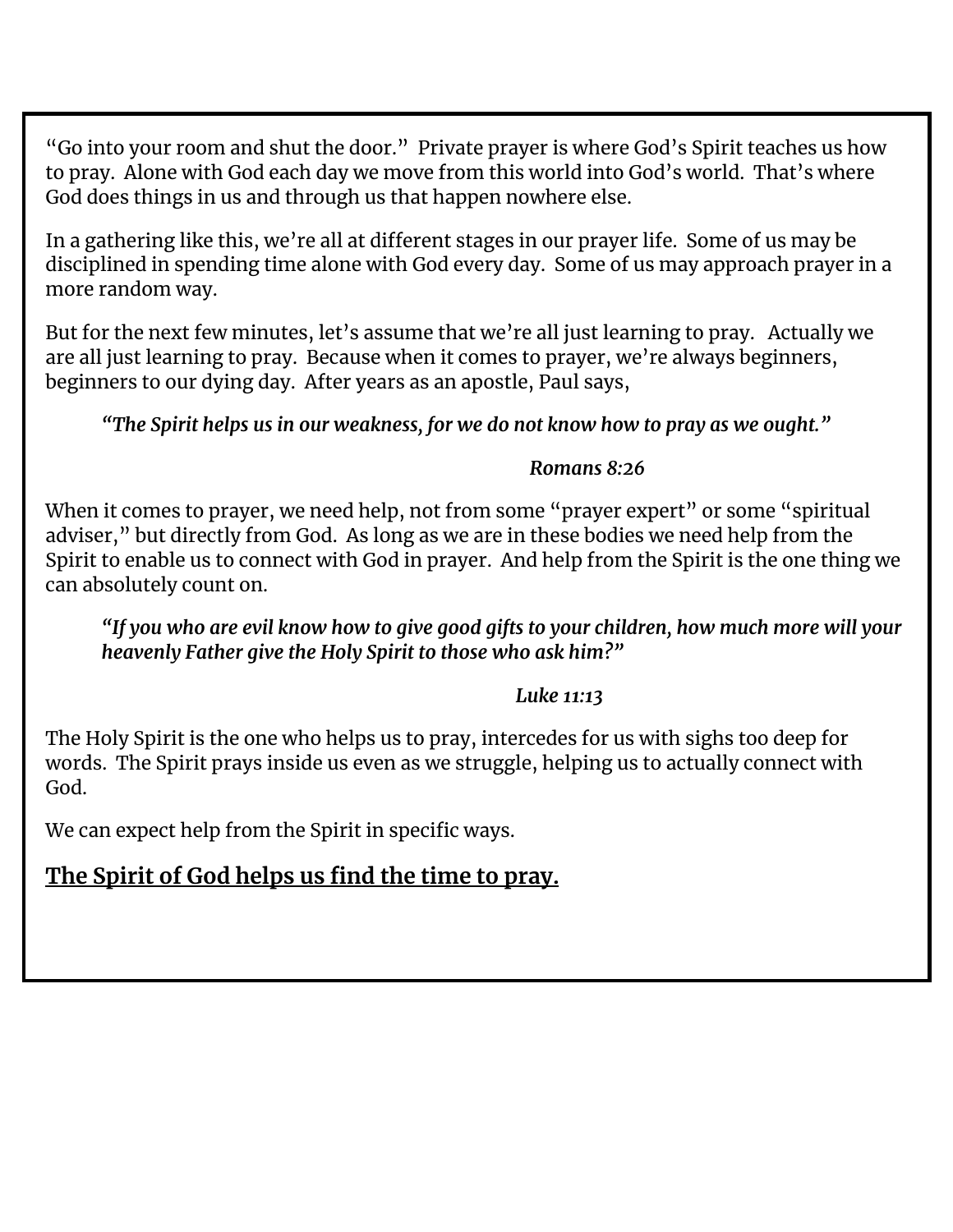"Go into your room and shut the door." Private prayer is where God's Spirit teaches us how to pray. Alone with God each day we move from this world into God's world. That's where God does things in us and through us that happen nowhere else.

In a gathering like this, we're all at different stages in our prayer life. Some of us may be disciplined in spending time alone with God every day. Some of us may approach prayer in a more random way.

But for the next few minutes, let's assume that we're all just learning to pray. Actually we are all just learning to pray. Because when it comes to prayer, we're always beginners, beginners to our dying day. After years as an apostle, Paul says,

> ***"The Spirit helps us in our weakness, for we do not know how to pray as we ought."***
>
> ***Romans 8:26***

When it comes to prayer, we need help, not from some "prayer expert" or some "spiritual adviser," but directly from God. As long as we are in these bodies we need help from the Spirit to enable us to connect with God in prayer. And help from the Spirit is the one thing we can absolutely count on.

> ***"If you who are evil know how to give good gifts to your children, how much more will your heavenly Father give the Holy Spirit to those who ask him?"***
>
> ***Luke 11:13***

The Holy Spirit is the one who helps us to pray, intercedes for us with sighs too deep for words. The Spirit prays inside us even as we struggle, helping us to actually connect with God.

We can expect help from the Spirit in specific ways.

## <u>The Spirit of God helps us find the time to pray.</u>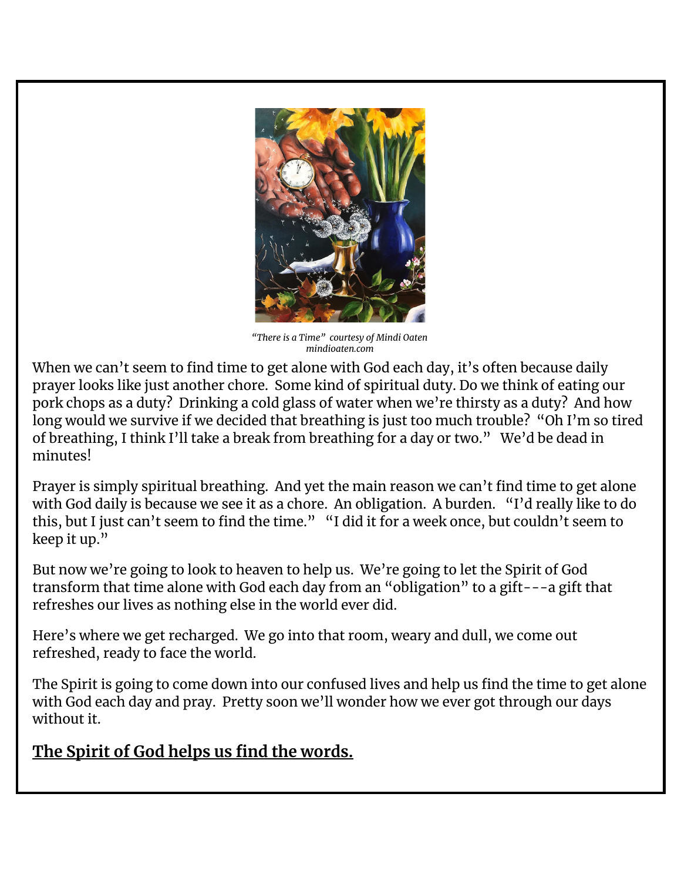*"There is a Time" courtesy of Mindi Oaten*
*mindioaten.com*

When we can't seem to find time to get alone with God each day, it's often because daily prayer looks like just another chore. Some kind of spiritual duty. Do we think of eating our pork chops as a duty? Drinking a cold glass of water when we're thirsty as a duty? And how long would we survive if we decided that breathing is just too much trouble? "Oh I'm so tired of breathing, I think I'll take a break from breathing for a day or two." We'd be dead in minutes!

Prayer is simply spiritual breathing. And yet the main reason we can't find time to get alone with God daily is because we see it as a chore. An obligation. A burden. "I'd really like to do this, but I just can't seem to find the time." "I did it for a week once, but couldn't seem to keep it up."

But now we're going to look to heaven to help us. We're going to let the Spirit of God transform that time alone with God each day from an "obligation" to a gift---a gift that refreshes our lives as nothing else in the world ever did.

Here's where we get recharged. We go into that room, weary and dull, we come out refreshed, ready to face the world.

The Spirit is going to come down into our confused lives and help us find the time to get alone with God each day and pray. Pretty soon we'll wonder how we ever got through our days without it.

## **The Spirit of God helps us find the words.**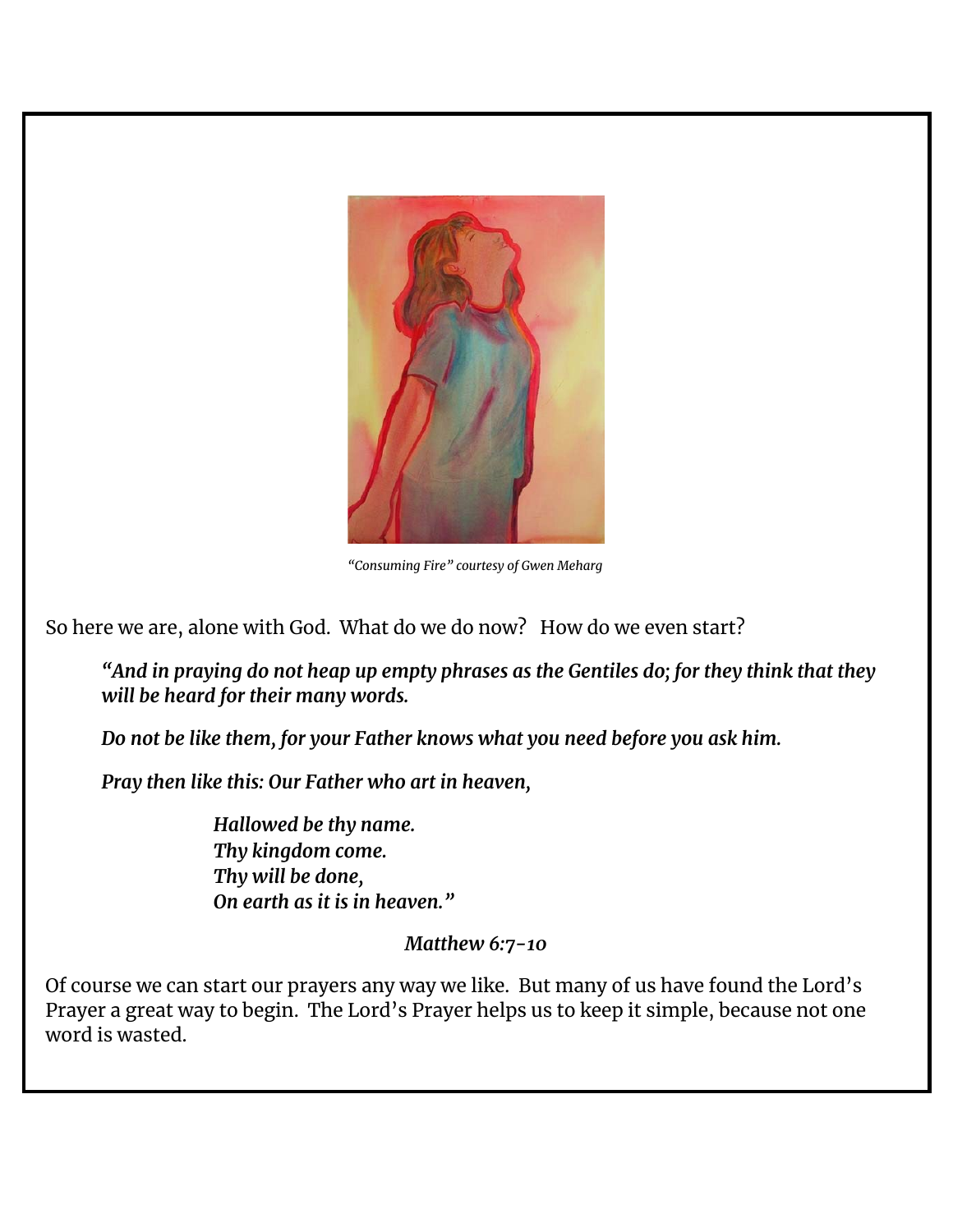*"Consuming Fire" courtesy of Gwen Meharg*

So here we are, alone with God. What do we do now? How do we even start?

> ***"And in praying do not heap up empty phrases as the Gentiles do; for they think that they will be heard for their many words.***
>
> ***Do not be like them, for your Father knows what you need before you ask him.***
>
> ***Pray then like this: Our Father who art in heaven,***
>
> > ***Hallowed be thy name.***
> > ***Thy kingdom come.***
> > ***Thy will be done,***
> > ***On earth as it is in heaven."***
>
> ***Matthew 6:7-10***

Of course we can start our prayers any way we like. But many of us have found the Lord's Prayer a great way to begin. The Lord's Prayer helps us to keep it simple, because not one word is wasted.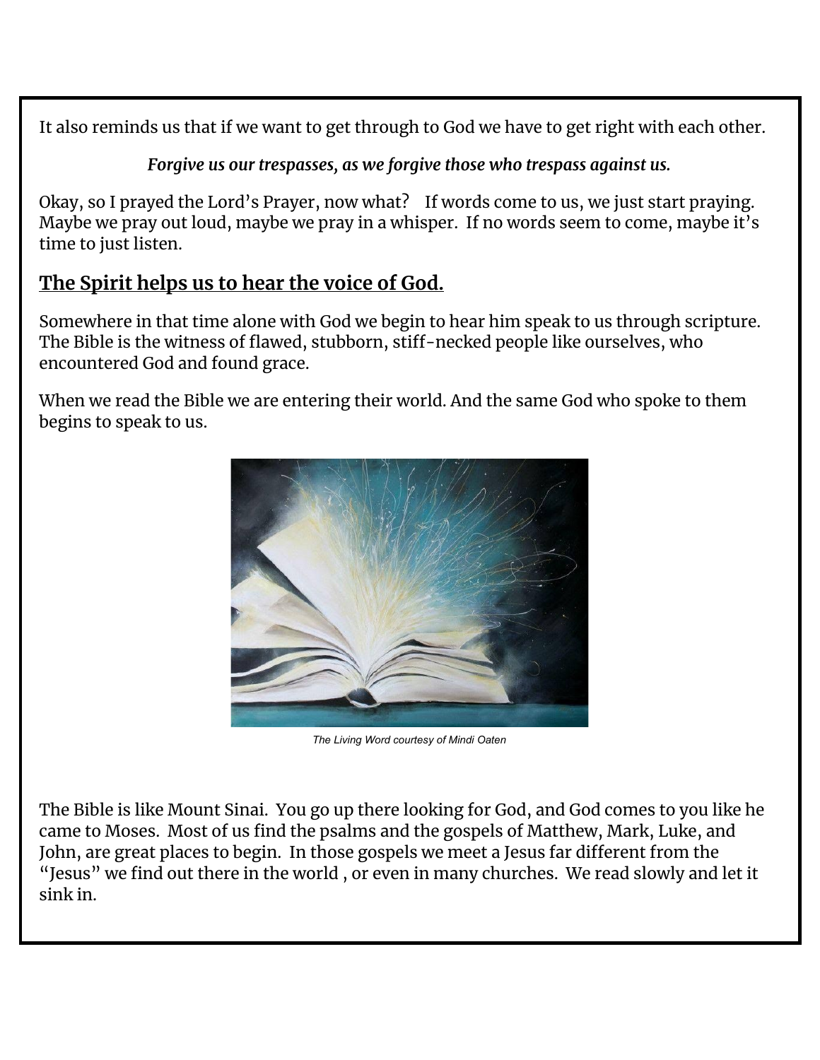It also reminds us that if we want to get through to God we have to get right with each other.

*Forgive us our trespasses, as we forgive those who trespass against us.*

Okay, so I prayed the Lord's Prayer, now what?  If words come to us, we just start praying. Maybe we pray out loud, maybe we pray in a whisper. If no words seem to come, maybe it's time to just listen.

## The Spirit helps us to hear the voice of God.

Somewhere in that time alone with God we begin to hear him speak to us through scripture. The Bible is the witness of flawed, stubborn, stiff-necked people like ourselves, who encountered God and found grace.

When we read the Bible we are entering their world. And the same God who spoke to them begins to speak to us.

*The Living Word courtesy of Mindi Oaten*

The Bible is like Mount Sinai. You go up there looking for God, and God comes to you like he came to Moses. Most of us find the psalms and the gospels of Matthew, Mark, Luke, and John, are great places to begin. In those gospels we meet a Jesus far different from the "Jesus" we find out there in the world , or even in many churches. We read slowly and let it sink in.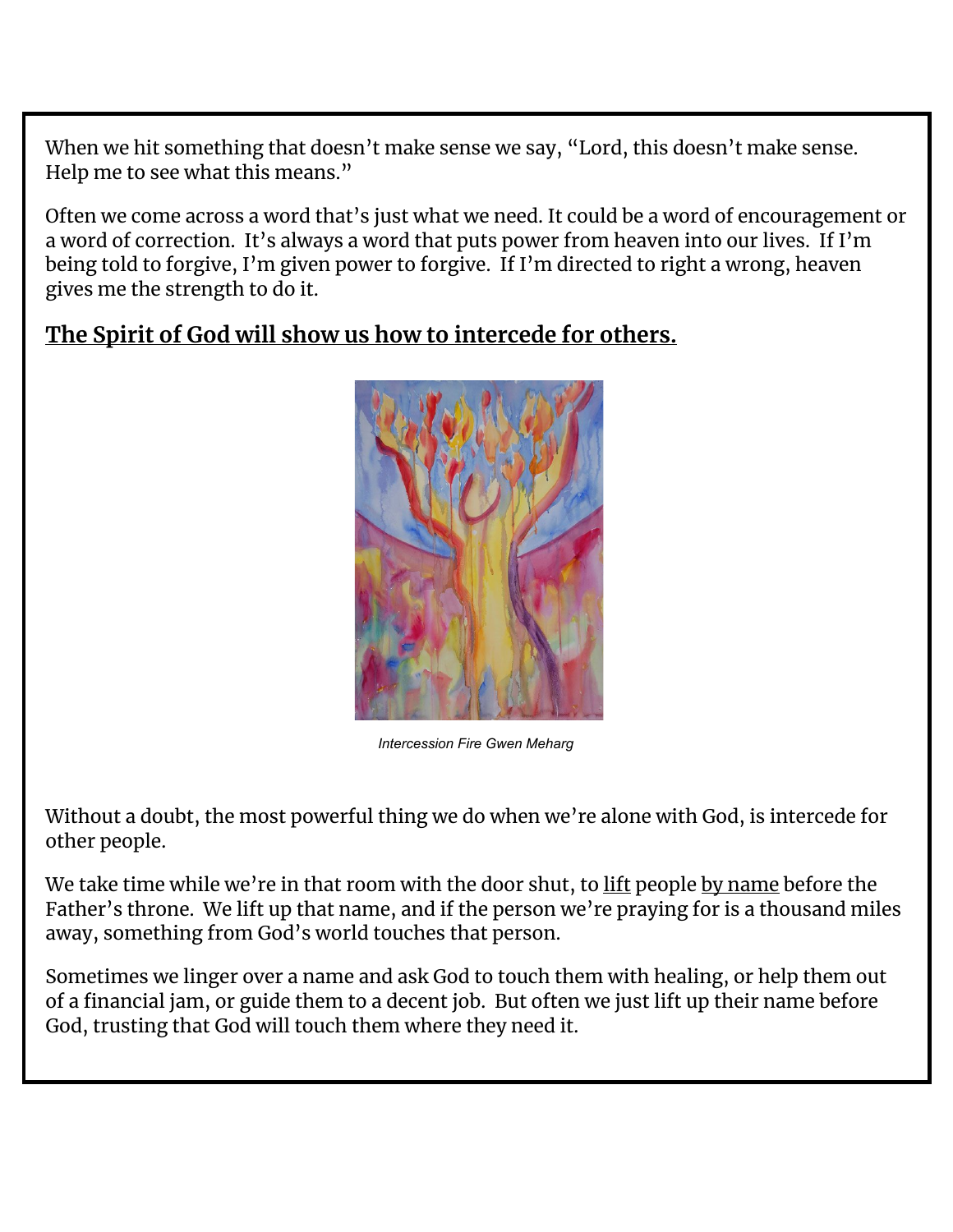When we hit something that doesn't make sense we say, "Lord, this doesn't make sense. Help me to see what this means."

Often we come across a word that's just what we need. It could be a word of encouragement or a word of correction. It's always a word that puts power from heaven into our lives. If I'm being told to forgive, I'm given power to forgive. If I'm directed to right a wrong, heaven gives me the strength to do it.

## **The Spirit of God will show us how to intercede for others.**

*Intercession Fire Gwen Meharg*

Without a doubt, the most powerful thing we do when we're alone with God, is intercede for other people.

We take time while we're in that room with the door shut, to lift people by name before the Father's throne. We lift up that name, and if the person we're praying for is a thousand miles away, something from God's world touches that person.

Sometimes we linger over a name and ask God to touch them with healing, or help them out of a financial jam, or guide them to a decent job. But often we just lift up their name before God, trusting that God will touch them where they need it.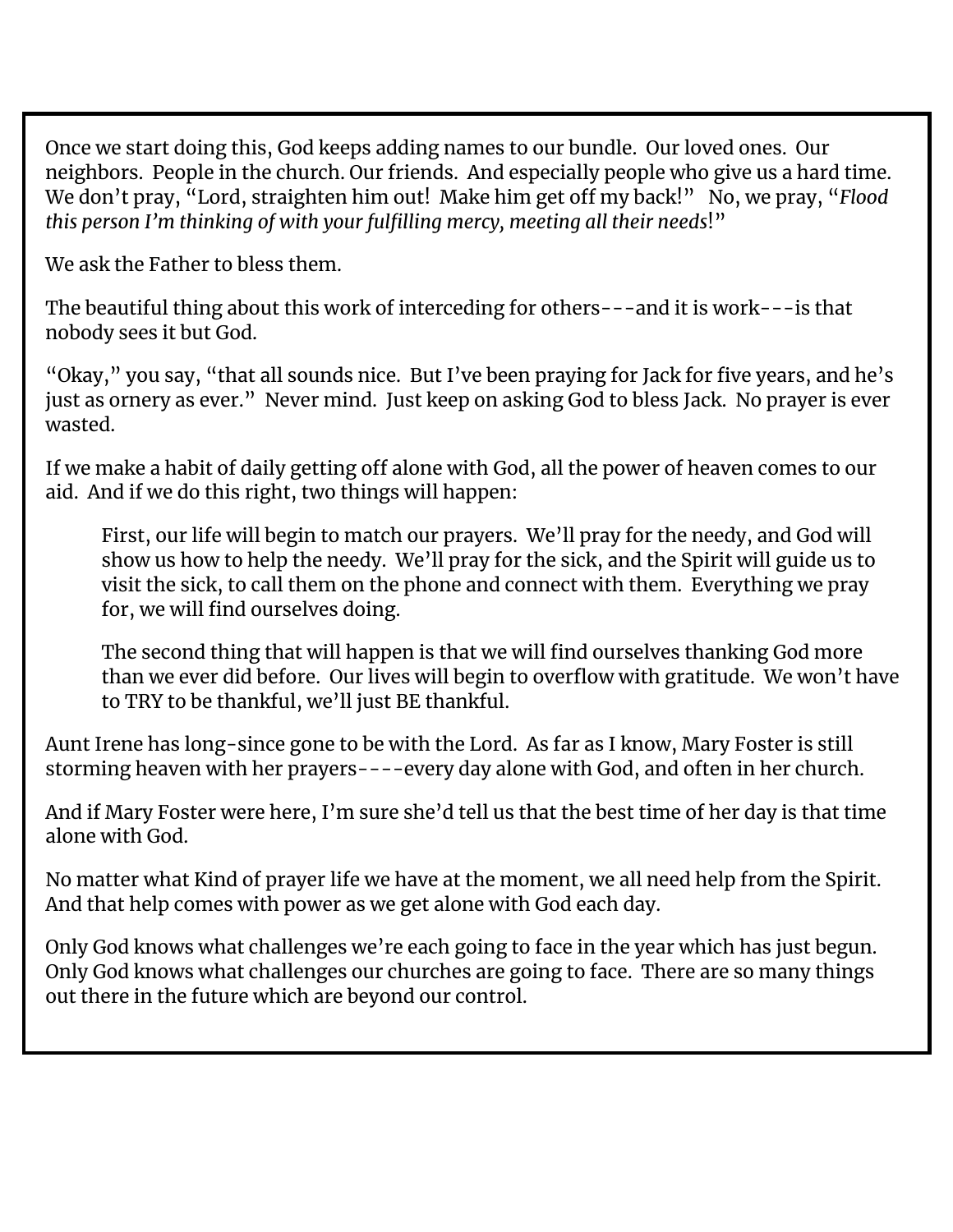Once we start doing this, God keeps adding names to our bundle. Our loved ones. Our neighbors. People in the church. Our friends. And especially people who give us a hard time. We don't pray, "Lord, straighten him out! Make him get off my back!" No, we pray, "*Flood this person I'm thinking of with your fulfilling mercy, meeting all their needs*!"

We ask the Father to bless them.

The beautiful thing about this work of interceding for others---and it is work---is that nobody sees it but God.

"Okay," you say, "that all sounds nice. But I've been praying for Jack for five years, and he's just as ornery as ever." Never mind. Just keep on asking God to bless Jack. No prayer is ever wasted.

If we make a habit of daily getting off alone with God, all the power of heaven comes to our aid. And if we do this right, two things will happen:

> First, our life will begin to match our prayers. We'll pray for the needy, and God will show us how to help the needy. We'll pray for the sick, and the Spirit will guide us to visit the sick, to call them on the phone and connect with them. Everything we pray for, we will find ourselves doing.
>
> The second thing that will happen is that we will find ourselves thanking God more than we ever did before. Our lives will begin to overflow with gratitude. We won't have to TRY to be thankful, we'll just BE thankful.

Aunt Irene has long-since gone to be with the Lord. As far as I know, Mary Foster is still storming heaven with her prayers----every day alone with God, and often in her church.

And if Mary Foster were here, I'm sure she'd tell us that the best time of her day is that time alone with God.

No matter what Kind of prayer life we have at the moment, we all need help from the Spirit. And that help comes with power as we get alone with God each day.

Only God knows what challenges we're each going to face in the year which has just begun. Only God knows what challenges our churches are going to face. There are so many things out there in the future which are beyond our control.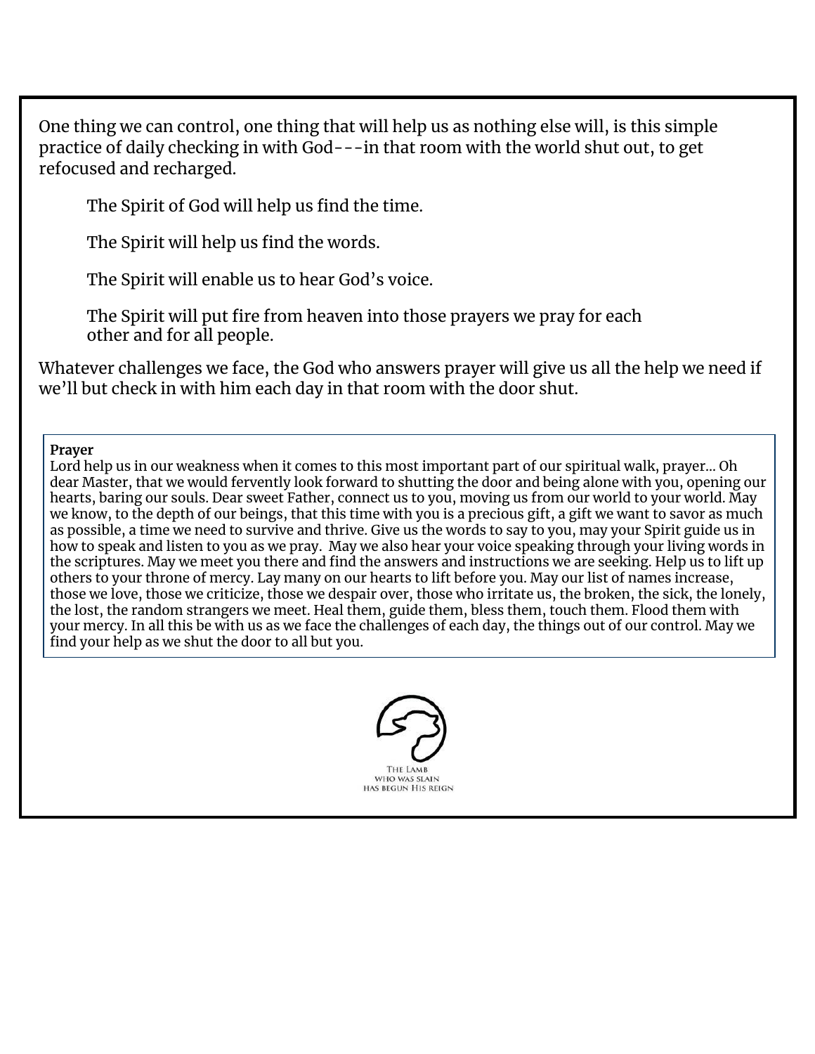One thing we can control, one thing that will help us as nothing else will, is this simple practice of daily checking in with God---in that room with the world shut out, to get refocused and recharged.

> The Spirit of God will help us find the time.
>
> The Spirit will help us find the words.
>
> The Spirit will enable us to hear God's voice.
>
> The Spirit will put fire from heaven into those prayers we pray for each other and for all people.

Whatever challenges we face, the God who answers prayer will give us all the help we need if we'll but check in with him each day in that room with the door shut.

**Prayer**

Lord help us in our weakness when it comes to this most important part of our spiritual walk, prayer… Oh dear Master, that we would fervently look forward to shutting the door and being alone with you, opening our hearts, baring our souls. Dear sweet Father, connect us to you, moving us from our world to your world. May we know, to the depth of our beings, that this time with you is a precious gift, a gift we want to savor as much as possible, a time we need to survive and thrive. Give us the words to say to you, may your Spirit guide us in how to speak and listen to you as we pray. May we also hear your voice speaking through your living words in the scriptures. May we meet you there and find the answers and instructions we are seeking. Help us to lift up others to your throne of mercy. Lay many on our hearts to lift before you. May our list of names increase, those we love, those we criticize, those we despair over, those who irritate us, the broken, the sick, the lonely, the lost, the random strangers we meet. Heal them, guide them, bless them, touch them. Flood them with your mercy. In all this be with us as we face the challenges of each day, the things out of our control. May we find your help as we shut the door to all but you.

THE LAMB
WHO WAS SLAIN
HAS BEGUN HIS REIGN